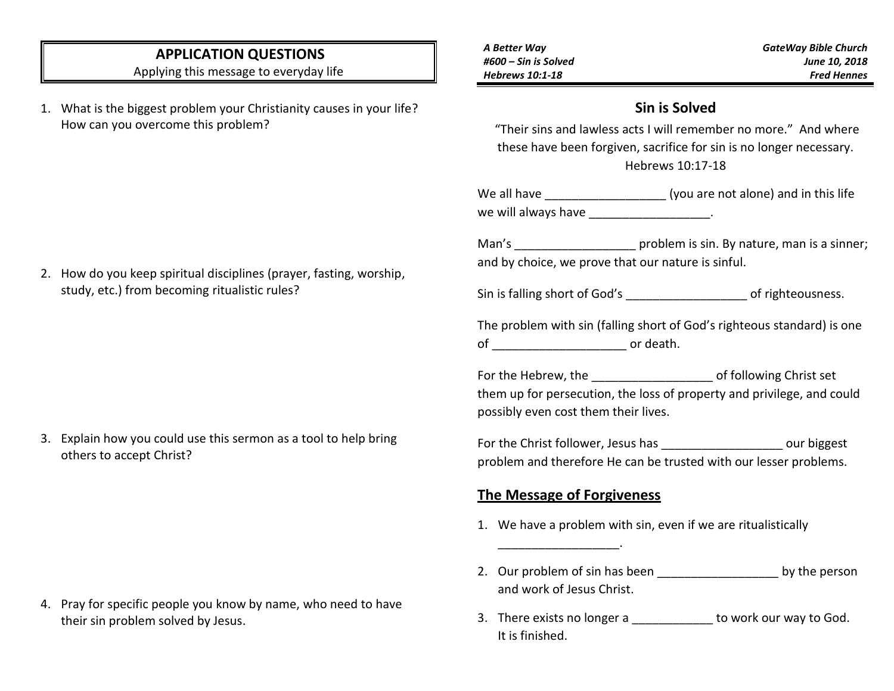## APPLICATION QUESTIONS

Applying this message to everyday life

1. What is the biggest problem your Christianity causes in your life? How can you overcome this problem?

2. How do you keep spiritual disciplines (prayer, fasting, worship, study, etc.) from becoming ritualistic rules?

3. Explain how you could use this sermon as a tool to help bring others to accept Christ?

4. Pray for specific people you know by name, who need to have their sin problem solved by Jesus.

*A Better Way*
*#600 – Sin is Solved*
*Hebrews 10:1-18*

*GateWay Bible Church*
*June 10, 2018*
*Fred Hennes*

## Sin is Solved

"Their sins and lawless acts I will remember no more." And where these have been forgiven, sacrifice for sin is no longer necessary.
Hebrews 10:17-18

We all have __________________ (you are not alone) and in this life we will always have __________________.

Man's __________________ problem is sin. By nature, man is a sinner; and by choice, we prove that our nature is sinful.

Sin is falling short of God's __________________ of righteousness.

The problem with sin (falling short of God's righteous standard) is one of ____________________ or death.

For the Hebrew, the __________________ of following Christ set them up for persecution, the loss of property and privilege, and could possibly even cost them their lives.

For the Christ follower, Jesus has __________________ our biggest problem and therefore He can be trusted with our lesser problems.

### The Message of Forgiveness

1. We have a problem with sin, even if we are ritualistically __________________.
2. Our problem of sin has been __________________ by the person and work of Jesus Christ.
3. There exists no longer a ____________ to work our way to God. It is finished.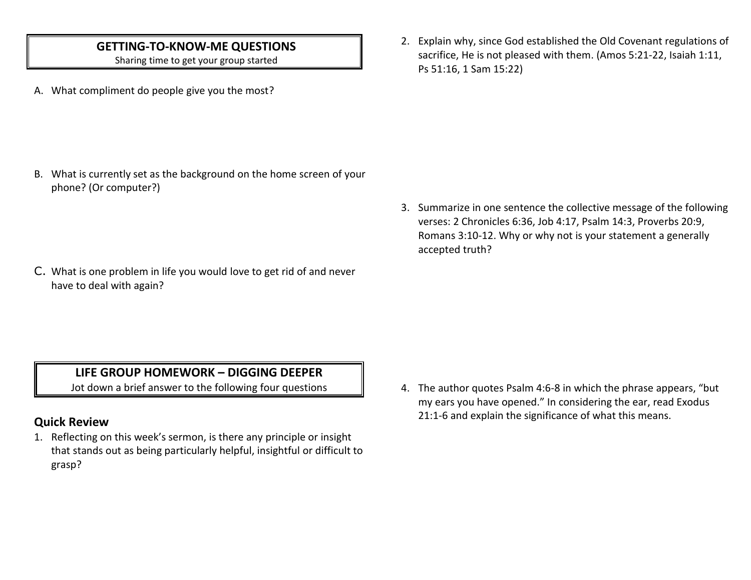## GETTING-TO-KNOW-ME QUESTIONS

Sharing time to get your group started

A. What compliment do people give you the most?

B. What is currently set as the background on the home screen of your phone? (Or computer?)

C. What is one problem in life you would love to get rid of and never have to deal with again?

## LIFE GROUP HOMEWORK – DIGGING DEEPER

Jot down a brief answer to the following four questions

### Quick Review

1. Reflecting on this week's sermon, is there any principle or insight that stands out as being particularly helpful, insightful or difficult to grasp?

2. Explain why, since God established the Old Covenant regulations of sacrifice, He is not pleased with them. (Amos 5:21-22, Isaiah 1:11, Ps 51:16, 1 Sam 15:22)

3. Summarize in one sentence the collective message of the following verses: 2 Chronicles 6:36, Job 4:17, Psalm 14:3, Proverbs 20:9, Romans 3:10-12. Why or why not is your statement a generally accepted truth?

4. The author quotes Psalm 4:6-8 in which the phrase appears, "but my ears you have opened." In considering the ear, read Exodus 21:1-6 and explain the significance of what this means.